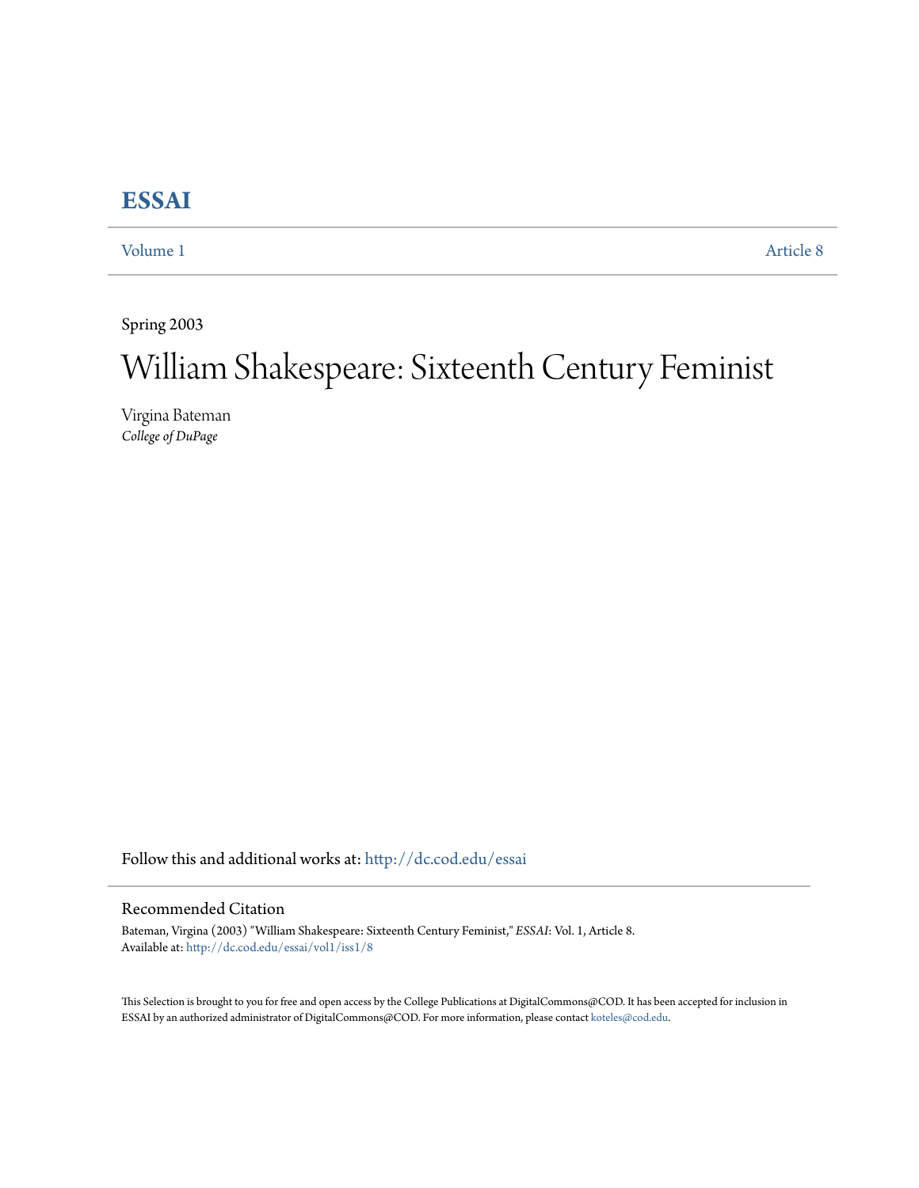# ESSAI

Volume 1 Article 8

Spring 2003

# William Shakespeare: Sixteenth Century Feminist

Virgina Bateman
*College of DuPage*

Follow this and additional works at: http://dc.cod.edu/essai

## Recommended Citation

Bateman, Virgina (2003) "William Shakespeare: Sixteenth Century Feminist," *ESSAI*: Vol. 1, Article 8.
Available at: http://dc.cod.edu/essai/vol1/iss1/8

This Selection is brought to you for free and open access by the College Publications at DigitalCommons@COD. It has been accepted for inclusion in ESSAI by an authorized administrator of DigitalCommons@COD. For more information, please contact koteles@cod.edu.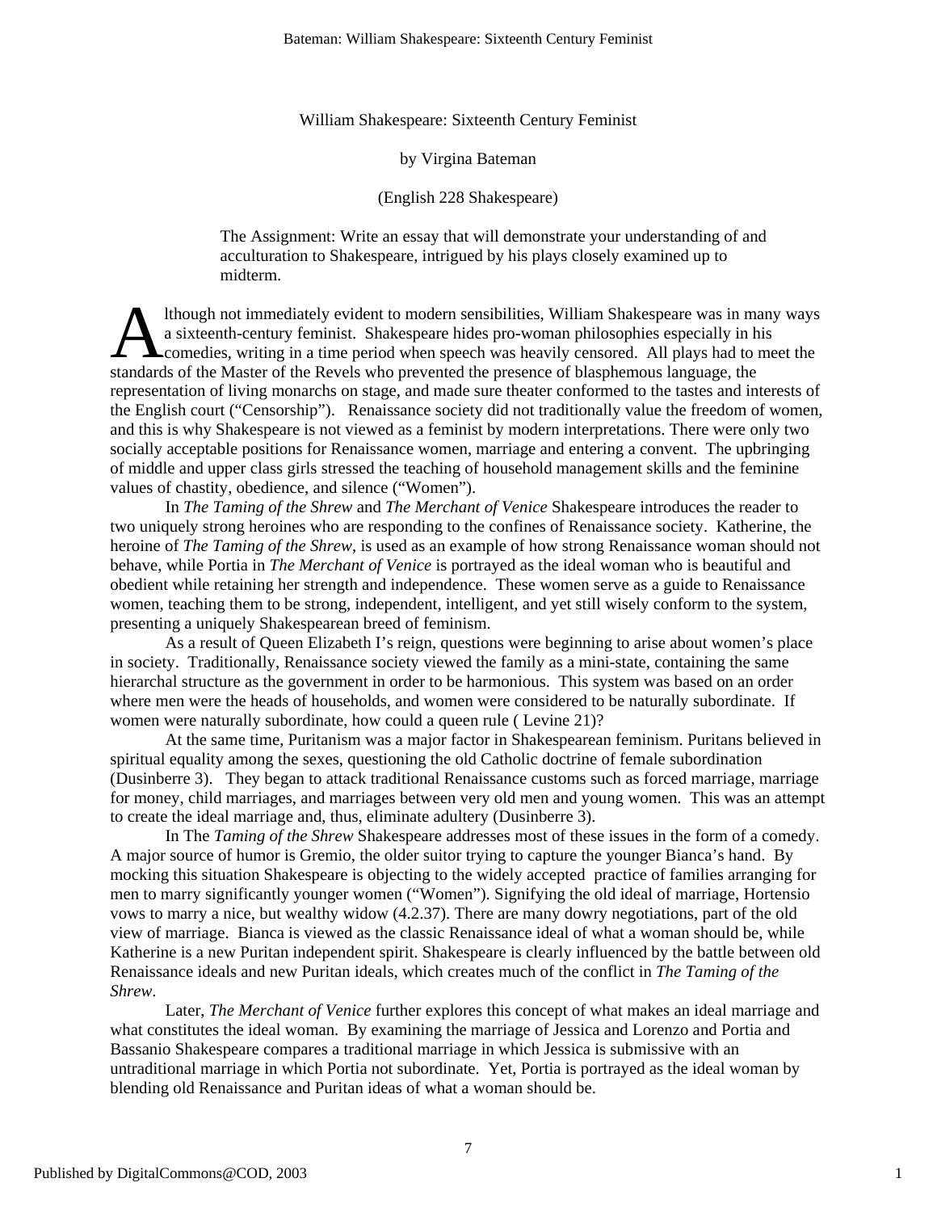William Shakespeare: Sixteenth Century Feminist

by Virgina Bateman

(English 228 Shakespeare)

The Assignment: Write an essay that will demonstrate your understanding of and acculturation to Shakespeare, intrigued by his plays closely examined up to midterm.

Although not immediately evident to modern sensibilities, William Shakespeare was in many ways a sixteenth-century feminist. Shakespeare hides pro-woman philosophies especially in his comedies, writing in a time period when speech was heavily censored. All plays had to meet the standards of the Master of the Revels who prevented the presence of blasphemous language, the representation of living monarchs on stage, and made sure theater conformed to the tastes and interests of the English court ("Censorship"). Renaissance society did not traditionally value the freedom of women, and this is why Shakespeare is not viewed as a feminist by modern interpretations. There were only two socially acceptable positions for Renaissance women, marriage and entering a convent. The upbringing of middle and upper class girls stressed the teaching of household management skills and the feminine values of chastity, obedience, and silence ("Women").

In *The Taming of the Shrew* and *The Merchant of Venice* Shakespeare introduces the reader to two uniquely strong heroines who are responding to the confines of Renaissance society. Katherine, the heroine of *The Taming of the Shrew*, is used as an example of how strong Renaissance woman should not behave, while Portia in *The Merchant of Venice* is portrayed as the ideal woman who is beautiful and obedient while retaining her strength and independence. These women serve as a guide to Renaissance women, teaching them to be strong, independent, intelligent, and yet still wisely conform to the system, presenting a uniquely Shakespearean breed of feminism.

As a result of Queen Elizabeth I's reign, questions were beginning to arise about women's place in society. Traditionally, Renaissance society viewed the family as a mini-state, containing the same hierarchal structure as the government in order to be harmonious. This system was based on an order where men were the heads of households, and women were considered to be naturally subordinate. If women were naturally subordinate, how could a queen rule ( Levine 21)?

At the same time, Puritanism was a major factor in Shakespearean feminism. Puritans believed in spiritual equality among the sexes, questioning the old Catholic doctrine of female subordination (Dusinberre 3). They began to attack traditional Renaissance customs such as forced marriage, marriage for money, child marriages, and marriages between very old men and young women. This was an attempt to create the ideal marriage and, thus, eliminate adultery (Dusinberre 3).

In The *Taming of the Shrew* Shakespeare addresses most of these issues in the form of a comedy. A major source of humor is Gremio, the older suitor trying to capture the younger Bianca's hand. By mocking this situation Shakespeare is objecting to the widely accepted practice of families arranging for men to marry significantly younger women ("Women"). Signifying the old ideal of marriage, Hortensio vows to marry a nice, but wealthy widow (4.2.37). There are many dowry negotiations, part of the old view of marriage. Bianca is viewed as the classic Renaissance ideal of what a woman should be, while Katherine is a new Puritan independent spirit. Shakespeare is clearly influenced by the battle between old Renaissance ideals and new Puritan ideals, which creates much of the conflict in *The Taming of the Shrew*.

Later, *The Merchant of Venice* further explores this concept of what makes an ideal marriage and what constitutes the ideal woman. By examining the marriage of Jessica and Lorenzo and Portia and Bassanio Shakespeare compares a traditional marriage in which Jessica is submissive with an untraditional marriage in which Portia not subordinate. Yet, Portia is portrayed as the ideal woman by blending old Renaissance and Puritan ideas of what a woman should be.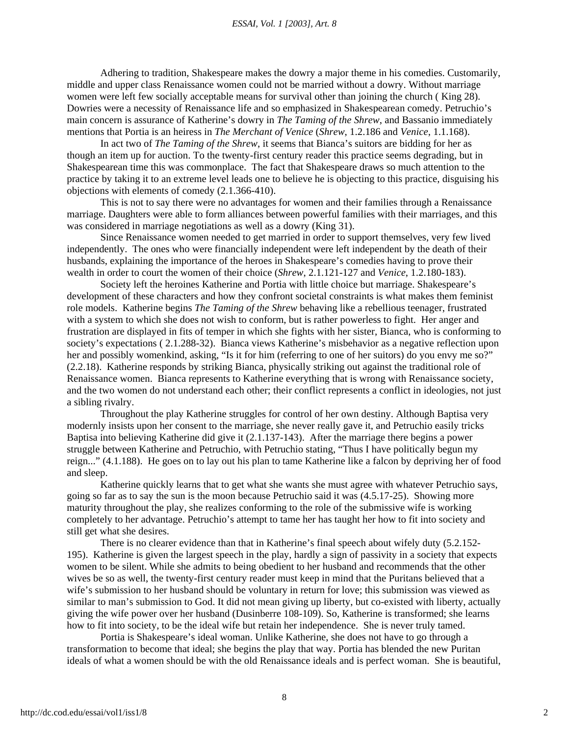Adhering to tradition, Shakespeare makes the dowry a major theme in his comedies. Customarily, middle and upper class Renaissance women could not be married without a dowry. Without marriage women were left few socially acceptable means for survival other than joining the church ( King 28). Dowries were a necessity of Renaissance life and so emphasized in Shakespearean comedy. Petruchio's main concern is assurance of Katherine's dowry in *The Taming of the Shrew*, and Bassanio immediately mentions that Portia is an heiress in *The Merchant of Venice* (*Shrew*, 1.2.186 and *Venice*, 1.1.168).

In act two of *The Taming of the Shrew*, it seems that Bianca's suitors are bidding for her as though an item up for auction. To the twenty-first century reader this practice seems degrading, but in Shakespearean time this was commonplace. The fact that Shakespeare draws so much attention to the practice by taking it to an extreme level leads one to believe he is objecting to this practice, disguising his objections with elements of comedy (2.1.366-410).

This is not to say there were no advantages for women and their families through a Renaissance marriage. Daughters were able to form alliances between powerful families with their marriages, and this was considered in marriage negotiations as well as a dowry (King 31).

Since Renaissance women needed to get married in order to support themselves, very few lived independently. The ones who were financially independent were left independent by the death of their husbands, explaining the importance of the heroes in Shakespeare's comedies having to prove their wealth in order to court the women of their choice (*Shrew*, 2.1.121-127 and *Venice*, 1.2.180-183).

Society left the heroines Katherine and Portia with little choice but marriage. Shakespeare's development of these characters and how they confront societal constraints is what makes them feminist role models. Katherine begins *The Taming of the Shrew* behaving like a rebellious teenager, frustrated with a system to which she does not wish to conform, but is rather powerless to fight. Her anger and frustration are displayed in fits of temper in which she fights with her sister, Bianca, who is conforming to society's expectations ( 2.1.288-32). Bianca views Katherine's misbehavior as a negative reflection upon her and possibly womenkind, asking, "Is it for him (referring to one of her suitors) do you envy me so?" (2.2.18). Katherine responds by striking Bianca, physically striking out against the traditional role of Renaissance women. Bianca represents to Katherine everything that is wrong with Renaissance society, and the two women do not understand each other; their conflict represents a conflict in ideologies, not just a sibling rivalry.

Throughout the play Katherine struggles for control of her own destiny. Although Baptisa very modernly insists upon her consent to the marriage, she never really gave it, and Petruchio easily tricks Baptisa into believing Katherine did give it (2.1.137-143). After the marriage there begins a power struggle between Katherine and Petruchio, with Petruchio stating, "Thus I have politically begun my reign..." (4.1.188). He goes on to lay out his plan to tame Katherine like a falcon by depriving her of food and sleep.

Katherine quickly learns that to get what she wants she must agree with whatever Petruchio says, going so far as to say the sun is the moon because Petruchio said it was (4.5.17-25). Showing more maturity throughout the play, she realizes conforming to the role of the submissive wife is working completely to her advantage. Petruchio's attempt to tame her has taught her how to fit into society and still get what she desires.

There is no clearer evidence than that in Katherine's final speech about wifely duty (5.2.152-195). Katherine is given the largest speech in the play, hardly a sign of passivity in a society that expects women to be silent. While she admits to being obedient to her husband and recommends that the other wives be so as well, the twenty-first century reader must keep in mind that the Puritans believed that a wife's submission to her husband should be voluntary in return for love; this submission was viewed as similar to man's submission to God. It did not mean giving up liberty, but co-existed with liberty, actually giving the wife power over her husband (Dusinberre 108-109). So, Katherine is transformed; she learns how to fit into society, to be the ideal wife but retain her independence. She is never truly tamed.

Portia is Shakespeare's ideal woman. Unlike Katherine, she does not have to go through a transformation to become that ideal; she begins the play that way. Portia has blended the new Puritan ideals of what a women should be with the old Renaissance ideals and is perfect woman. She is beautiful,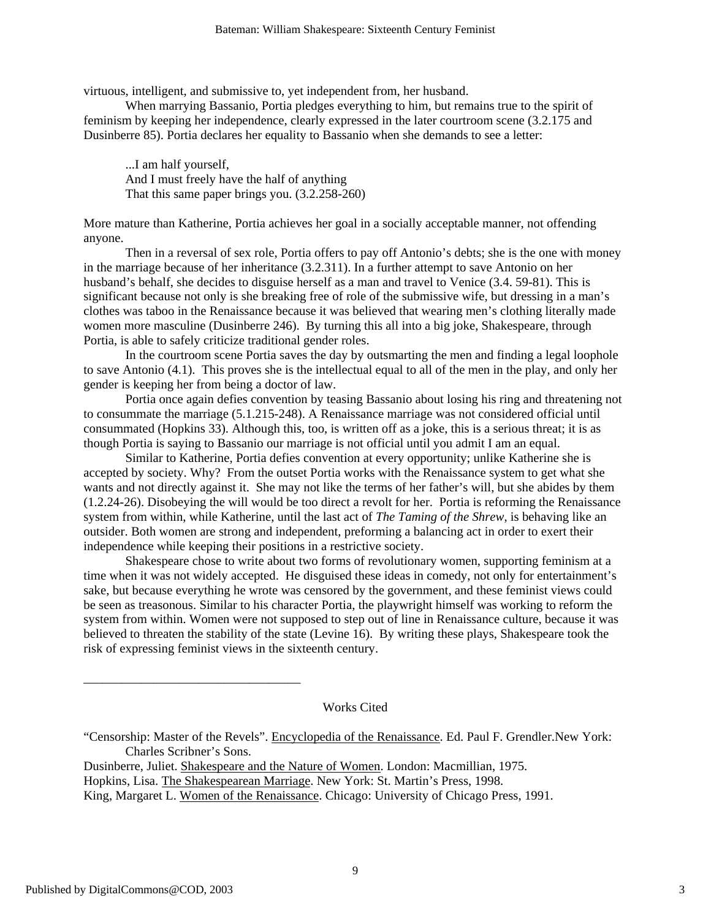virtuous, intelligent, and submissive to, yet independent from, her husband.

When marrying Bassanio, Portia pledges everything to him, but remains true to the spirit of feminism by keeping her independence, clearly expressed in the later courtroom scene (3.2.175 and Dusinberre 85). Portia declares her equality to Bassanio when she demands to see a letter:

> ...I am half yourself,
> And I must freely have the half of anything
> That this same paper brings you. (3.2.258-260)

More mature than Katherine, Portia achieves her goal in a socially acceptable manner, not offending anyone.

Then in a reversal of sex role, Portia offers to pay off Antonio's debts; she is the one with money in the marriage because of her inheritance (3.2.311). In a further attempt to save Antonio on her husband's behalf, she decides to disguise herself as a man and travel to Venice (3.4. 59-81). This is significant because not only is she breaking free of role of the submissive wife, but dressing in a man's clothes was taboo in the Renaissance because it was believed that wearing men's clothing literally made women more masculine (Dusinberre 246). By turning this all into a big joke, Shakespeare, through Portia, is able to safely criticize traditional gender roles.

In the courtroom scene Portia saves the day by outsmarting the men and finding a legal loophole to save Antonio (4.1). This proves she is the intellectual equal to all of the men in the play, and only her gender is keeping her from being a doctor of law.

Portia once again defies convention by teasing Bassanio about losing his ring and threatening not to consummate the marriage (5.1.215-248). A Renaissance marriage was not considered official until consummated (Hopkins 33). Although this, too, is written off as a joke, this is a serious threat; it is as though Portia is saying to Bassanio our marriage is not official until you admit I am an equal.

Similar to Katherine, Portia defies convention at every opportunity; unlike Katherine she is accepted by society. Why? From the outset Portia works with the Renaissance system to get what she wants and not directly against it. She may not like the terms of her father's will, but she abides by them (1.2.24-26). Disobeying the will would be too direct a revolt for her. Portia is reforming the Renaissance system from within, while Katherine, until the last act of *The Taming of the Shrew*, is behaving like an outsider. Both women are strong and independent, preforming a balancing act in order to exert their independence while keeping their positions in a restrictive society.

Shakespeare chose to write about two forms of revolutionary women, supporting feminism at a time when it was not widely accepted. He disguised these ideas in comedy, not only for entertainment's sake, but because everything he wrote was censored by the government, and these feminist views could be seen as treasonous. Similar to his character Portia, the playwright himself was working to reform the system from within. Women were not supposed to step out of line in Renaissance culture, because it was believed to threaten the stability of the state (Levine 16). By writing these plays, Shakespeare took the risk of expressing feminist views in the sixteenth century.

---

## Works Cited

"Censorship: Master of the Revels". Encyclopedia of the Renaissance. Ed. Paul F. Grendler.New York: Charles Scribner's Sons.

Dusinberre, Juliet. Shakespeare and the Nature of Women. London: Macmillian, 1975.

Hopkins, Lisa. The Shakespearean Marriage. New York: St. Martin's Press, 1998.

King, Margaret L. Women of the Renaissance. Chicago: University of Chicago Press, 1991.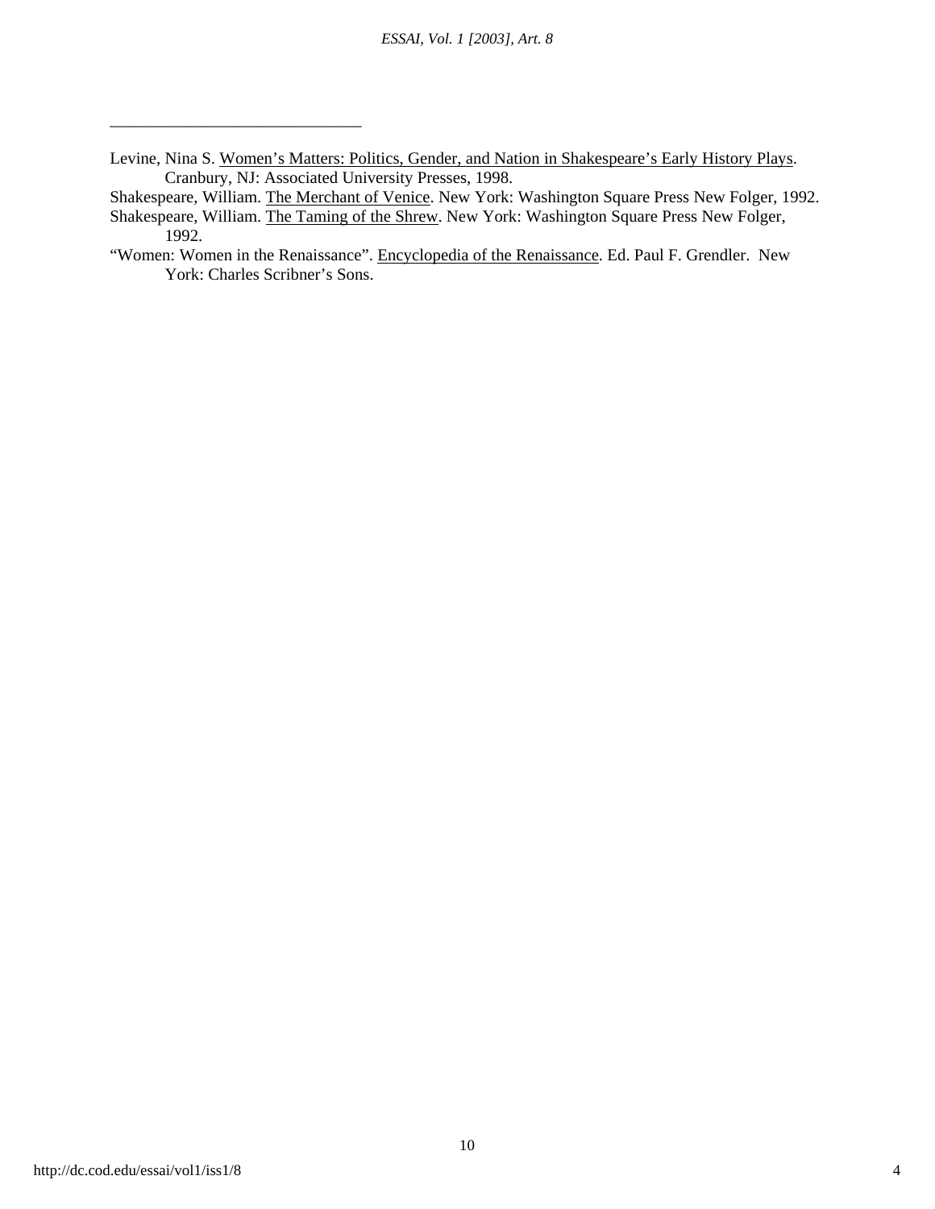Levine, Nina S. Women's Matters: Politics, Gender, and Nation in Shakespeare's Early History Plays. Cranbury, NJ: Associated University Presses, 1998.

Shakespeare, William. The Merchant of Venice. New York: Washington Square Press New Folger, 1992.

Shakespeare, William. The Taming of the Shrew. New York: Washington Square Press New Folger, 1992.

"Women: Women in the Renaissance". Encyclopedia of the Renaissance. Ed. Paul F. Grendler. New York: Charles Scribner's Sons.